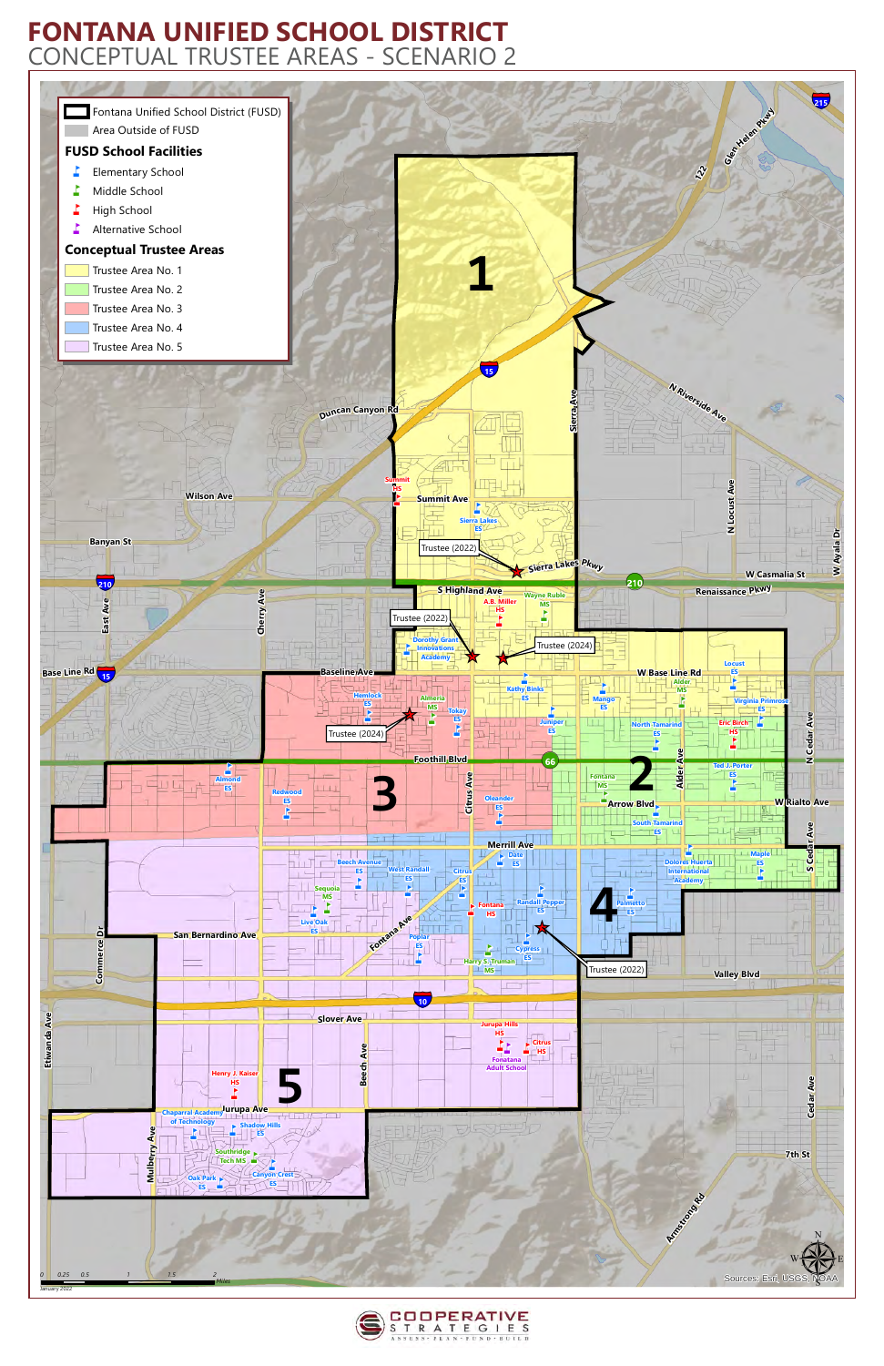# FONTANA UNIFIED SCHOOL DISTRICT

## CONCEPTUAL TRUSTEE AREAS - SCENARIO 2

- Fontana Unified School District (FUSD)
- Area Outside of FUSD

### FUSD School Facilities

- Elementary School
- Middle School
- High School
- Alternative School

### Conceptual Trustee Areas

- Trustee Area No. 1
- Trustee Area No. 2
- Trustee Area No. 3
- Trustee Area No. 4
- Trustee Area No. 5

Trustee (2022)
Trustee (2022)
Trustee (2024)
Trustee (2024)
Trustee (2022)

Summit HS, Sierra Lakes ES, Wayne Ruble MS, A.B. Miller HS, Dorothy Grant Innovations Academy, Kathy Binks ES, Hemlock ES, Almeria MS, Tokay ES, Juniper ES, Mango ES, Alder MS, Locust ES, Virginia Primrose ES, North Tamarind ES, Eric Birch HS, Ted J. Porter ES, Almond ES, Redwood ES, Oleander ES, Fontana MS, South Tamarind ES, Maple ES, Dolores Huerta International Academy, Beech Avenue ES, West Randall ES, Citrus ES, Date ES, Sequoia MS, Live Oak ES, Fontana HS, Randall Pepper ES, Palmetto ES, Poplar ES, Cypress ES, Harry S. Truman MS, Jurupa Hills HS, Citrus HS, Fontana Adult School, Henry J. Kaiser HS, Chaparral Academy of Technology, Shadow Hills ES, Southridge Tech MS, Canyon Crest ES, Oak Park ES

0 0.25 0.5 1 1.5 2 Miles

January 2022

Sources: Esri, USGS, NOAA

COOPERATIVE STRATEGIES
ASSESS · PLAN · FUND · BUILD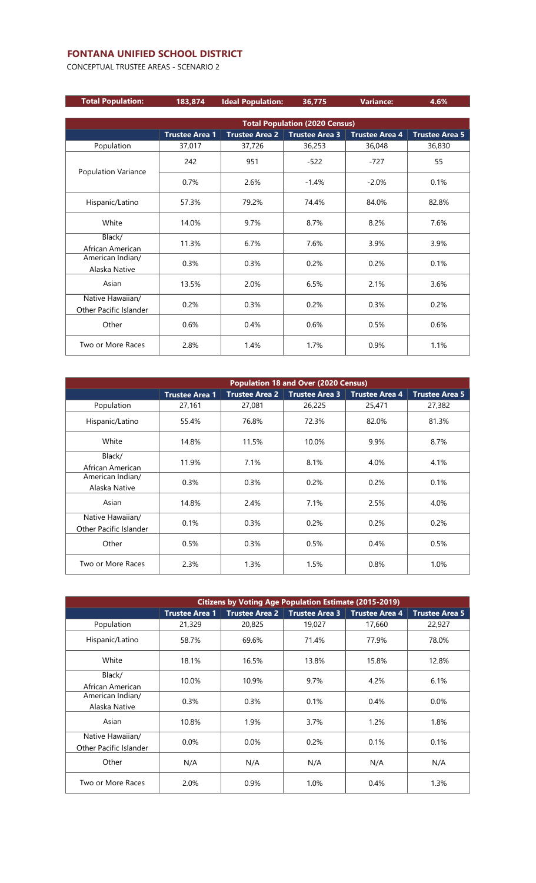# FONTANA UNIFIED SCHOOL DISTRICT

CONCEPTUAL TRUSTEE AREAS - SCENARIO 2

| Total Population: | 183,874 | Ideal Population: | 36,775 | Variance: | 4.6% |
|---|---|---|---|---|---|

| Total Population (2020 Census) | | | | | |
|---|---|---|---|---|---|
| | Trustee Area 1 | Trustee Area 2 | Trustee Area 3 | Trustee Area 4 | Trustee Area 5 |
| Population | 37,017 | 37,726 | 36,253 | 36,048 | 36,830 |
| Population Variance | 242 | 951 | -522 | -727 | 55 |
| | 0.7% | 2.6% | -1.4% | -2.0% | 0.1% |
| Hispanic/Latino | 57.3% | 79.2% | 74.4% | 84.0% | 82.8% |
| White | 14.0% | 9.7% | 8.7% | 8.2% | 7.6% |
| Black/ African American | 11.3% | 6.7% | 7.6% | 3.9% | 3.9% |
| American Indian/ Alaska Native | 0.3% | 0.3% | 0.2% | 0.2% | 0.1% |
| Asian | 13.5% | 2.0% | 6.5% | 2.1% | 3.6% |
| Native Hawaiian/ Other Pacific Islander | 0.2% | 0.3% | 0.2% | 0.3% | 0.2% |
| Other | 0.6% | 0.4% | 0.6% | 0.5% | 0.6% |
| Two or More Races | 2.8% | 1.4% | 1.7% | 0.9% | 1.1% |

| Population 18 and Over (2020 Census) | | | | | |
|---|---|---|---|---|---|
| | Trustee Area 1 | Trustee Area 2 | Trustee Area 3 | Trustee Area 4 | Trustee Area 5 |
| Population | 27,161 | 27,081 | 26,225 | 25,471 | 27,382 |
| Hispanic/Latino | 55.4% | 76.8% | 72.3% | 82.0% | 81.3% |
| White | 14.8% | 11.5% | 10.0% | 9.9% | 8.7% |
| Black/ African American | 11.9% | 7.1% | 8.1% | 4.0% | 4.1% |
| American Indian/ Alaska Native | 0.3% | 0.3% | 0.2% | 0.2% | 0.1% |
| Asian | 14.8% | 2.4% | 7.1% | 2.5% | 4.0% |
| Native Hawaiian/ Other Pacific Islander | 0.1% | 0.3% | 0.2% | 0.2% | 0.2% |
| Other | 0.5% | 0.3% | 0.5% | 0.4% | 0.5% |
| Two or More Races | 2.3% | 1.3% | 1.5% | 0.8% | 1.0% |

| Citizens by Voting Age Population Estimate (2015-2019) | | | | | |
|---|---|---|---|---|---|
| | Trustee Area 1 | Trustee Area 2 | Trustee Area 3 | Trustee Area 4 | Trustee Area 5 |
| Population | 21,329 | 20,825 | 19,027 | 17,660 | 22,927 |
| Hispanic/Latino | 58.7% | 69.6% | 71.4% | 77.9% | 78.0% |
| White | 18.1% | 16.5% | 13.8% | 15.8% | 12.8% |
| Black/ African American | 10.0% | 10.9% | 9.7% | 4.2% | 6.1% |
| American Indian/ Alaska Native | 0.3% | 0.3% | 0.1% | 0.4% | 0.0% |
| Asian | 10.8% | 1.9% | 3.7% | 1.2% | 1.8% |
| Native Hawaiian/ Other Pacific Islander | 0.0% | 0.0% | 0.2% | 0.1% | 0.1% |
| Other | N/A | N/A | N/A | N/A | N/A |
| Two or More Races | 2.0% | 0.9% | 1.0% | 0.4% | 1.3% |